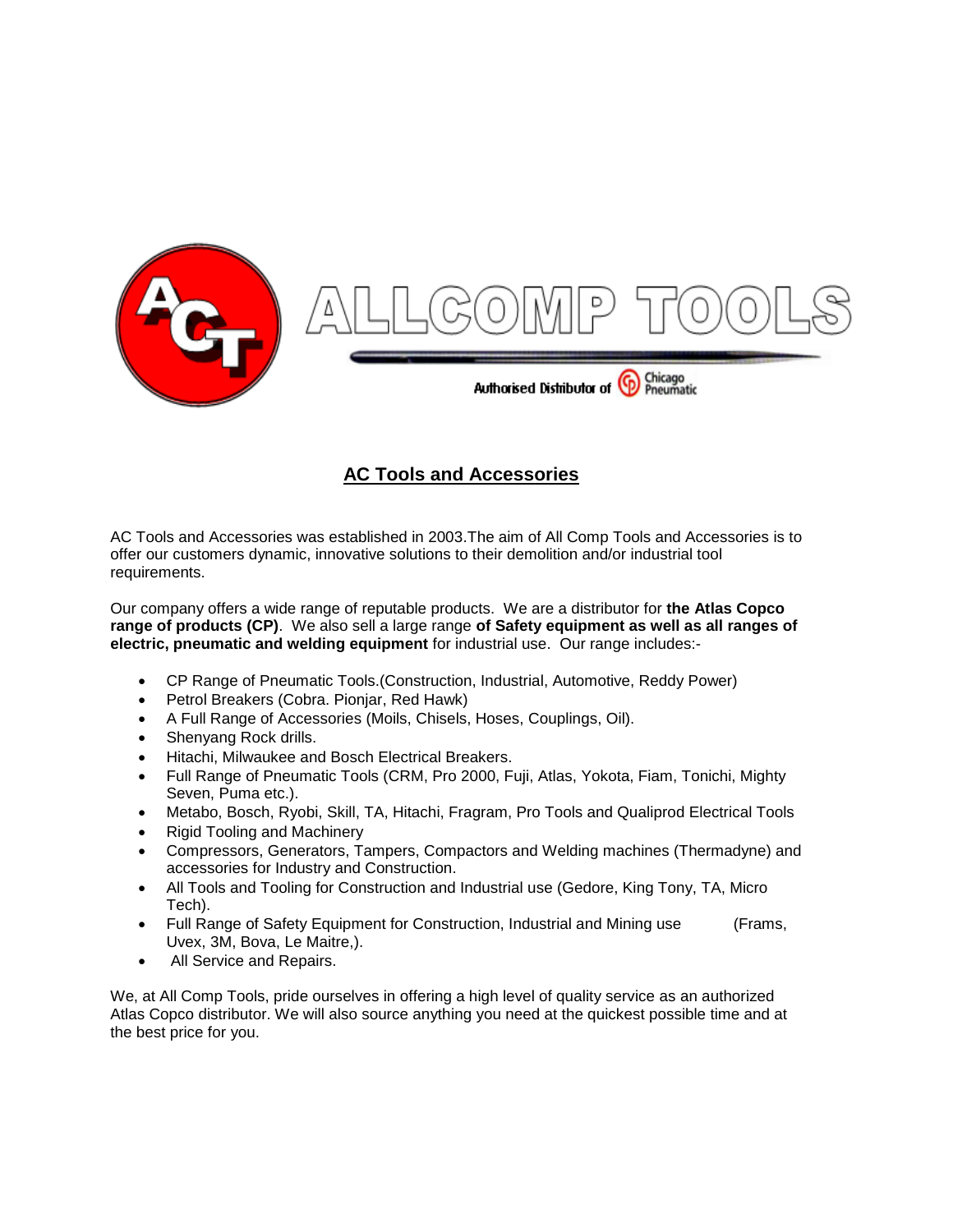ALLCOMP TOOLS

Authorised Distributor of Chicago Pneumatic

## AC Tools and Accessories

AC Tools and Accessories was established in 2003.The aim of All Comp Tools and Accessories is to offer our customers dynamic, innovative solutions to their demolition and/or industrial tool requirements.

Our company offers a wide range of reputable products. We are a distributor for **the Atlas Copco range of products (CP)**. We also sell a large range **of Safety equipment as well as all ranges of electric, pneumatic and welding equipment** for industrial use. Our range includes:-

- CP Range of Pneumatic Tools.(Construction, Industrial, Automotive, Reddy Power)
- Petrol Breakers (Cobra. Pionjar, Red Hawk)
- A Full Range of Accessories (Moils, Chisels, Hoses, Couplings, Oil).
- Shenyang Rock drills.
- Hitachi, Milwaukee and Bosch Electrical Breakers.
- Full Range of Pneumatic Tools (CRM, Pro 2000, Fuji, Atlas, Yokota, Fiam, Tonichi, Mighty Seven, Puma etc.).
- Metabo, Bosch, Ryobi, Skill, TA, Hitachi, Fragram, Pro Tools and Qualiprod Electrical Tools
- Rigid Tooling and Machinery
- Compressors, Generators, Tampers, Compactors and Welding machines (Thermadyne) and accessories for Industry and Construction.
- All Tools and Tooling for Construction and Industrial use (Gedore, King Tony, TA, Micro Tech).
- Full Range of Safety Equipment for Construction, Industrial and Mining use (Frams, Uvex, 3M, Bova, Le Maitre,).
- All Service and Repairs.

We, at All Comp Tools, pride ourselves in offering a high level of quality service as an authorized Atlas Copco distributor. We will also source anything you need at the quickest possible time and at the best price for you.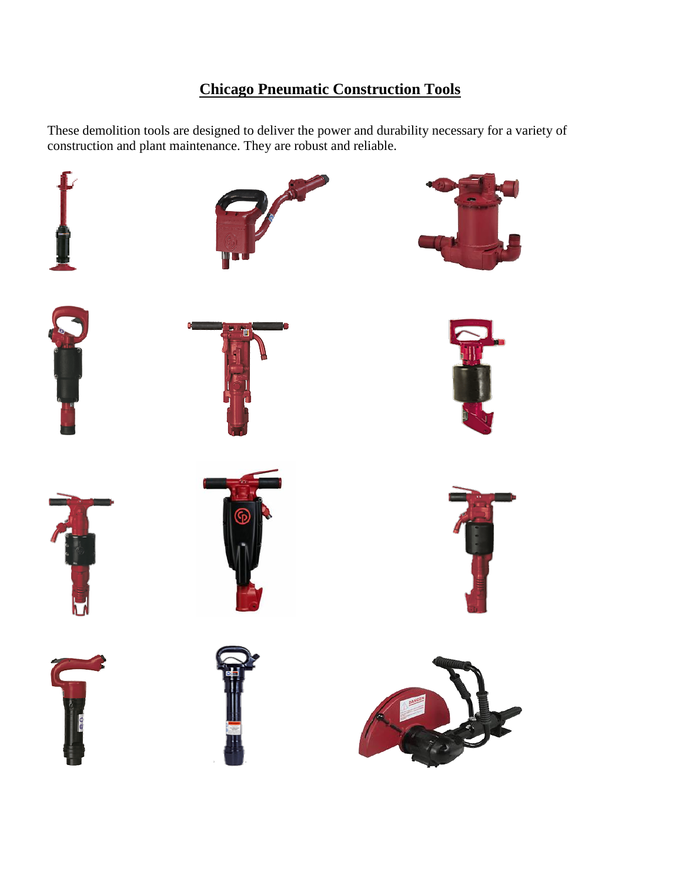# Chicago Pneumatic Construction Tools

These demolition tools are designed to deliver the power and durability necessary for a variety of construction and plant maintenance. They are robust and reliable.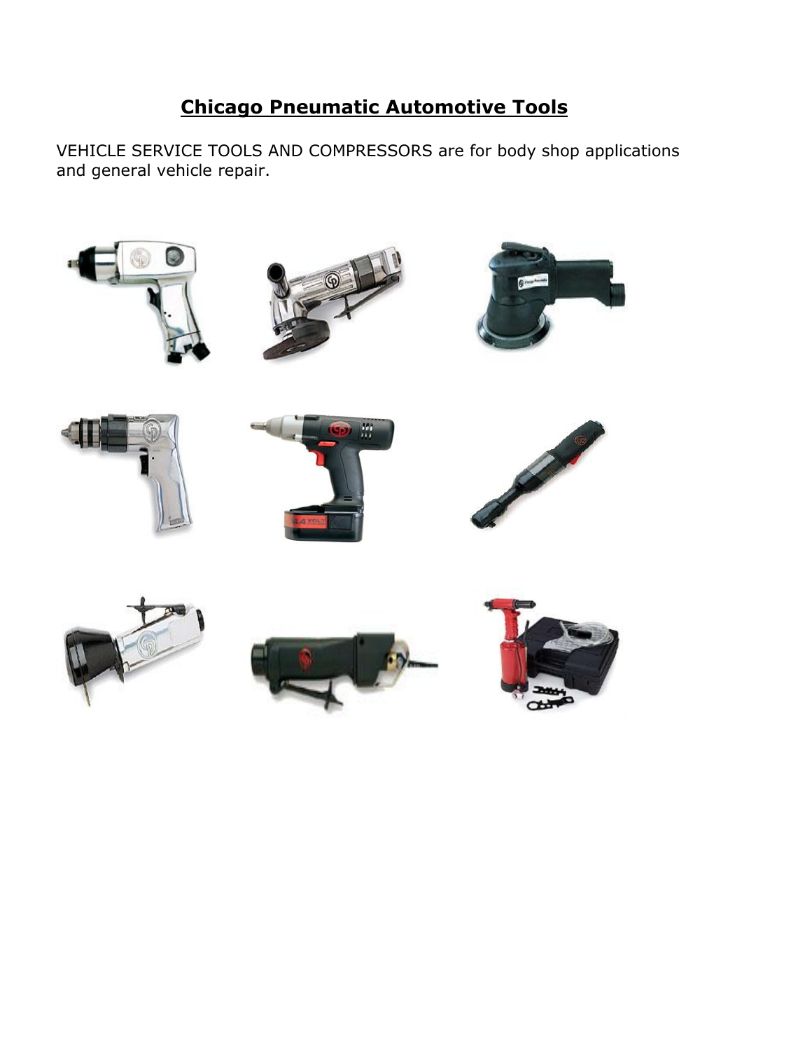# **Chicago Pneumatic Automotive Tools**

VEHICLE SERVICE TOOLS AND COMPRESSORS are for body shop applications and general vehicle repair.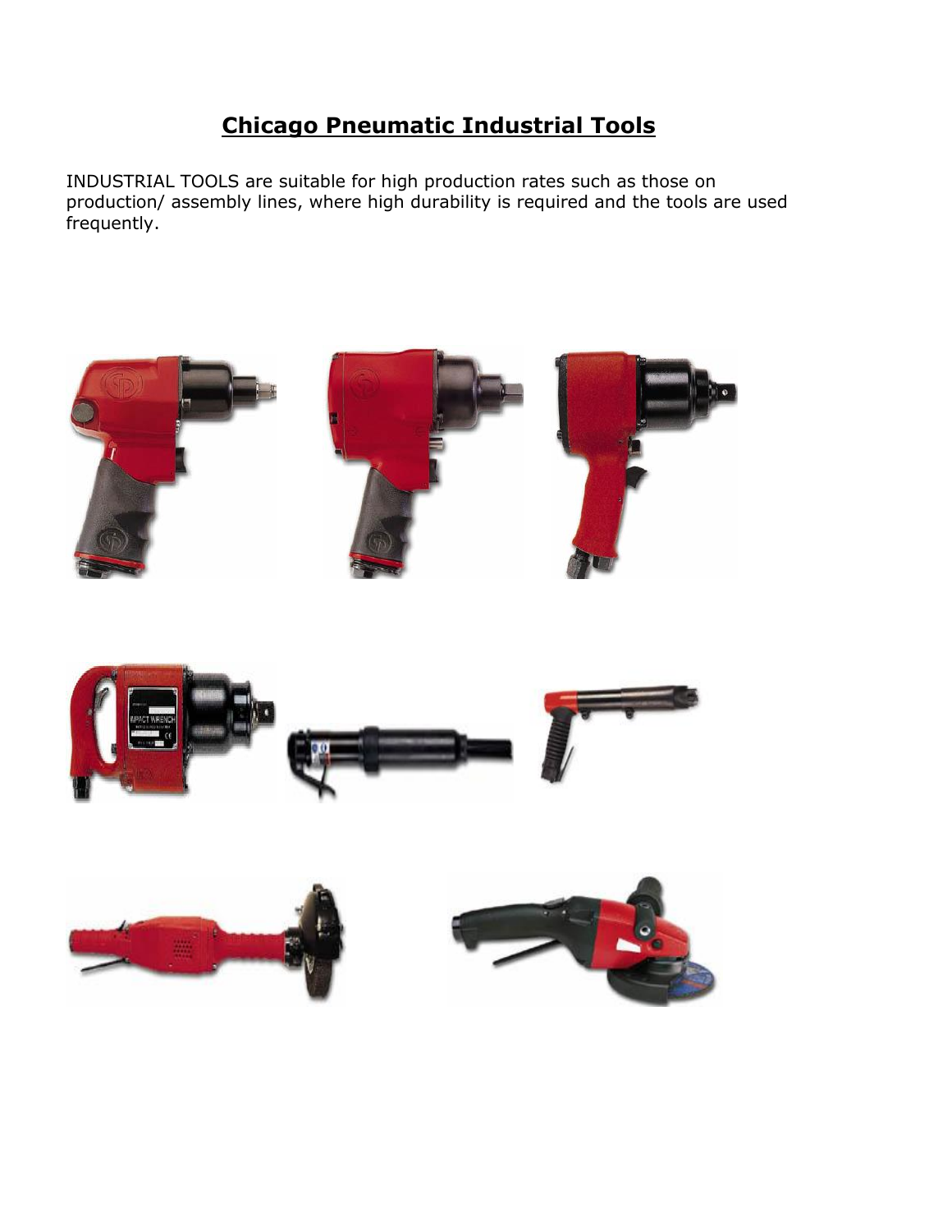# Chicago Pneumatic Industrial Tools

INDUSTRIAL TOOLS are suitable for high production rates such as those on production/ assembly lines, where high durability is required and the tools are used frequently.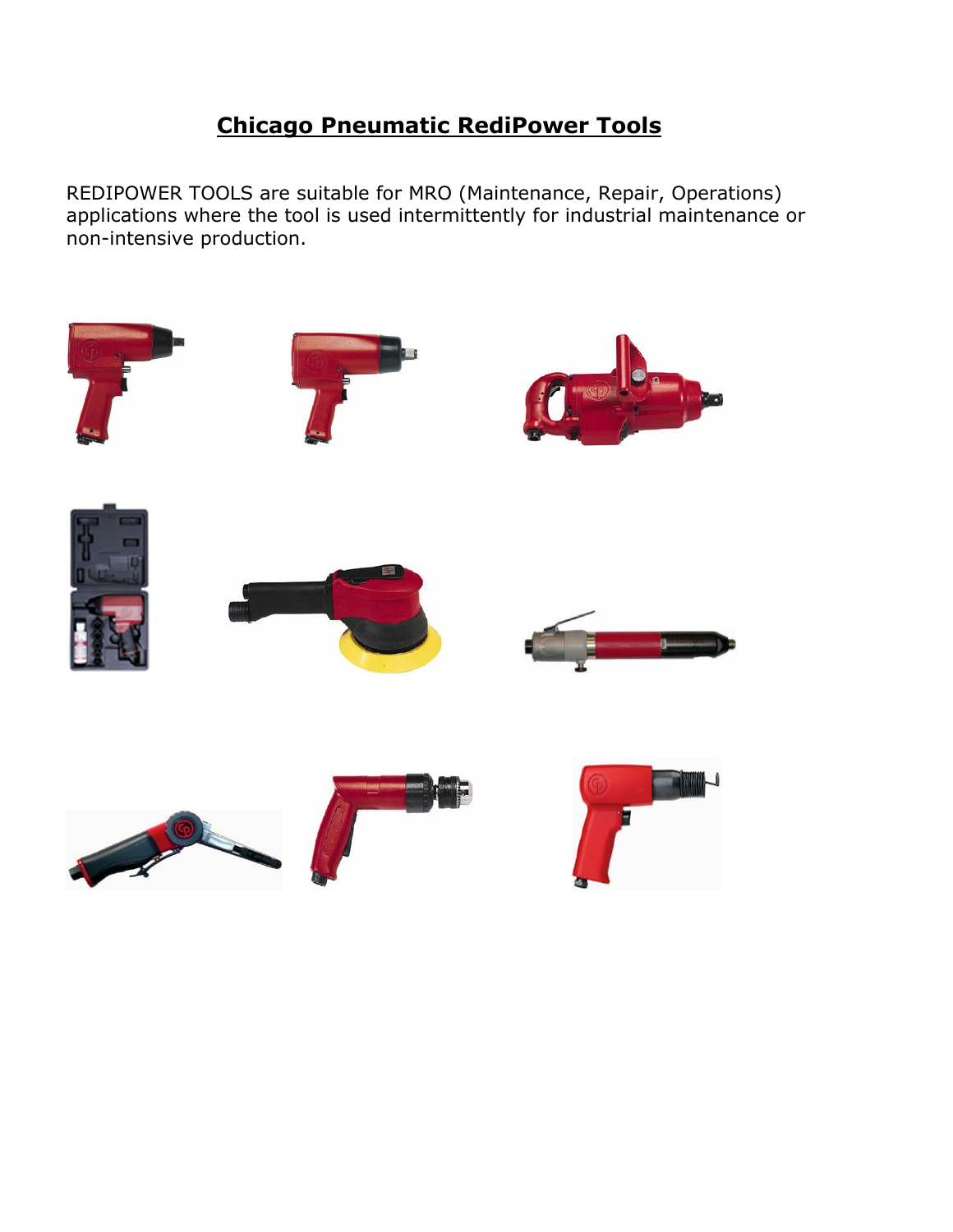# Chicago Pneumatic RediPower Tools

REDIPOWER TOOLS are suitable for MRO (Maintenance, Repair, Operations) applications where the tool is used intermittently for industrial maintenance or non-intensive production.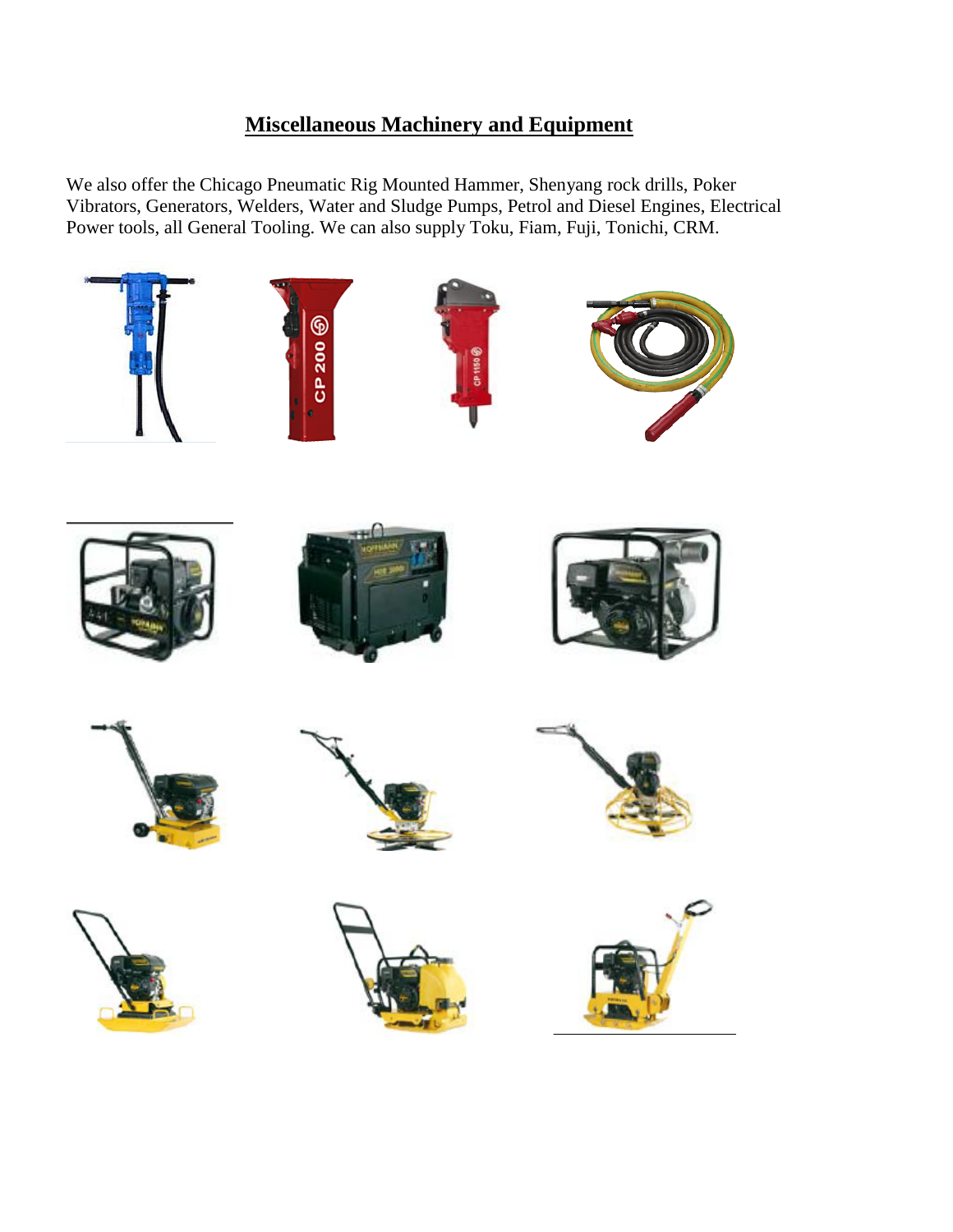## Miscellaneous Machinery and Equipment

We also offer the Chicago Pneumatic Rig Mounted Hammer, Shenyang rock drills, Poker Vibrators, Generators, Welders, Water and Sludge Pumps, Petrol and Diesel Engines, Electrical Power tools, all General Tooling. We can also supply Toku, Fiam, Fuji, Tonichi, CRM.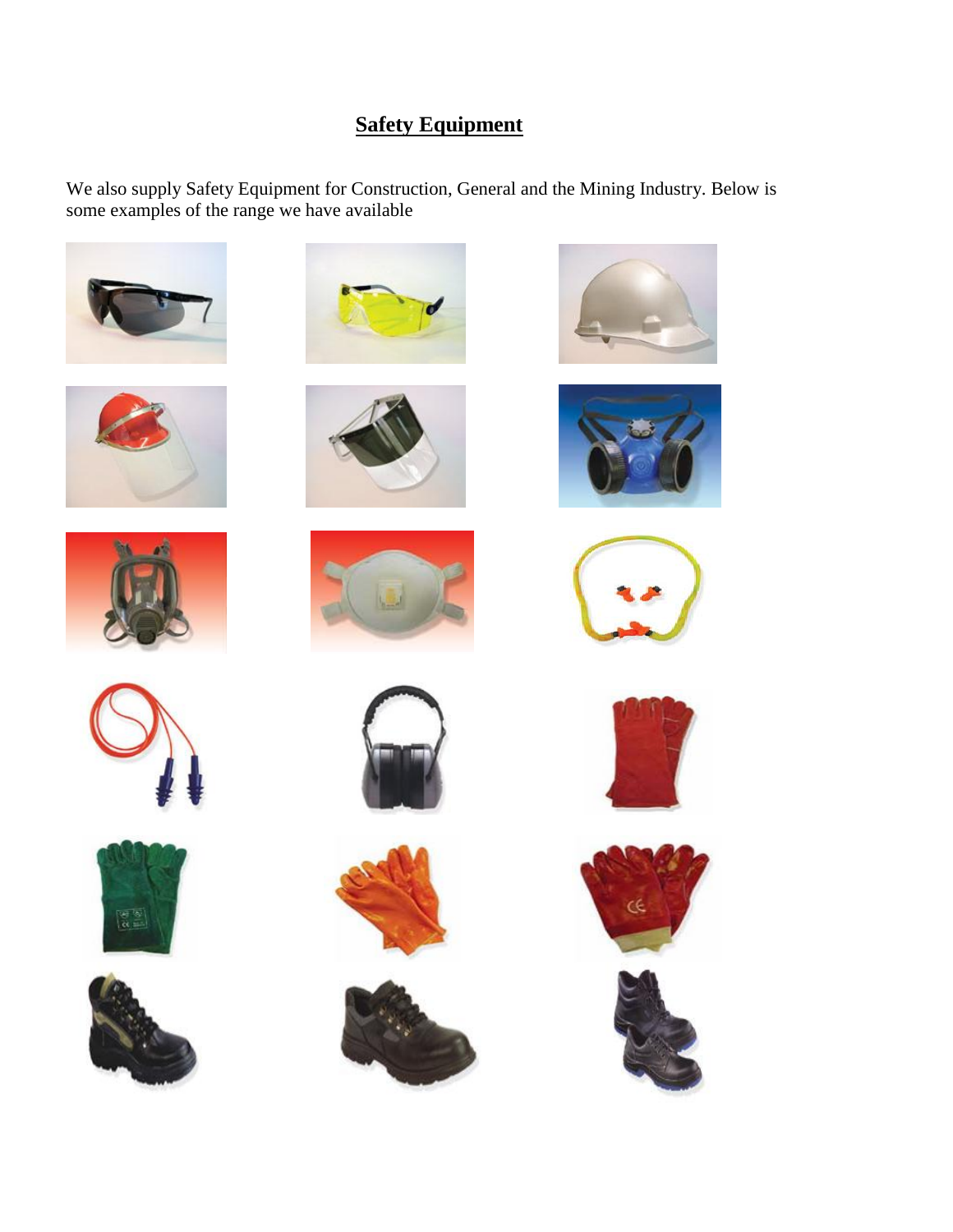# Safety Equipment

We also supply Safety Equipment for Construction, General and the Mining Industry. Below is some examples of the range we have available